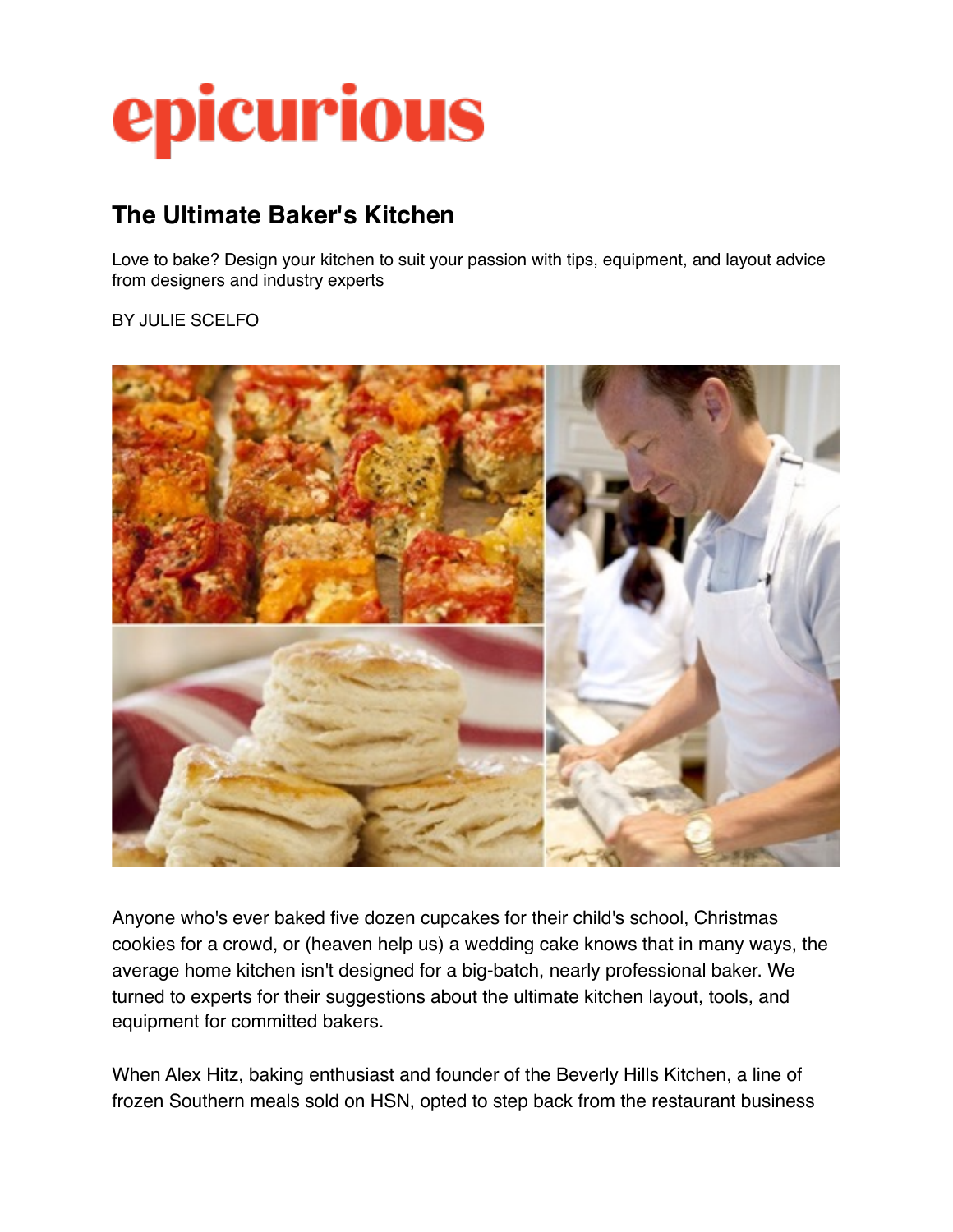# epicurious

## The Ultimate Baker's Kitchen

Love to bake? Design your kitchen to suit your passion with tips, equipment, and layout advice from designers and industry experts

BY JULIE SCELFO

Anyone who's ever baked five dozen cupcakes for their child's school, Christmas cookies for a crowd, or (heaven help us) a wedding cake knows that in many ways, the average home kitchen isn't designed for a big-batch, nearly professional baker. We turned to experts for their suggestions about the ultimate kitchen layout, tools, and equipment for committed bakers.

When Alex Hitz, baking enthusiast and founder of the Beverly Hills Kitchen, a line of frozen Southern meals sold on HSN, opted to step back from the restaurant business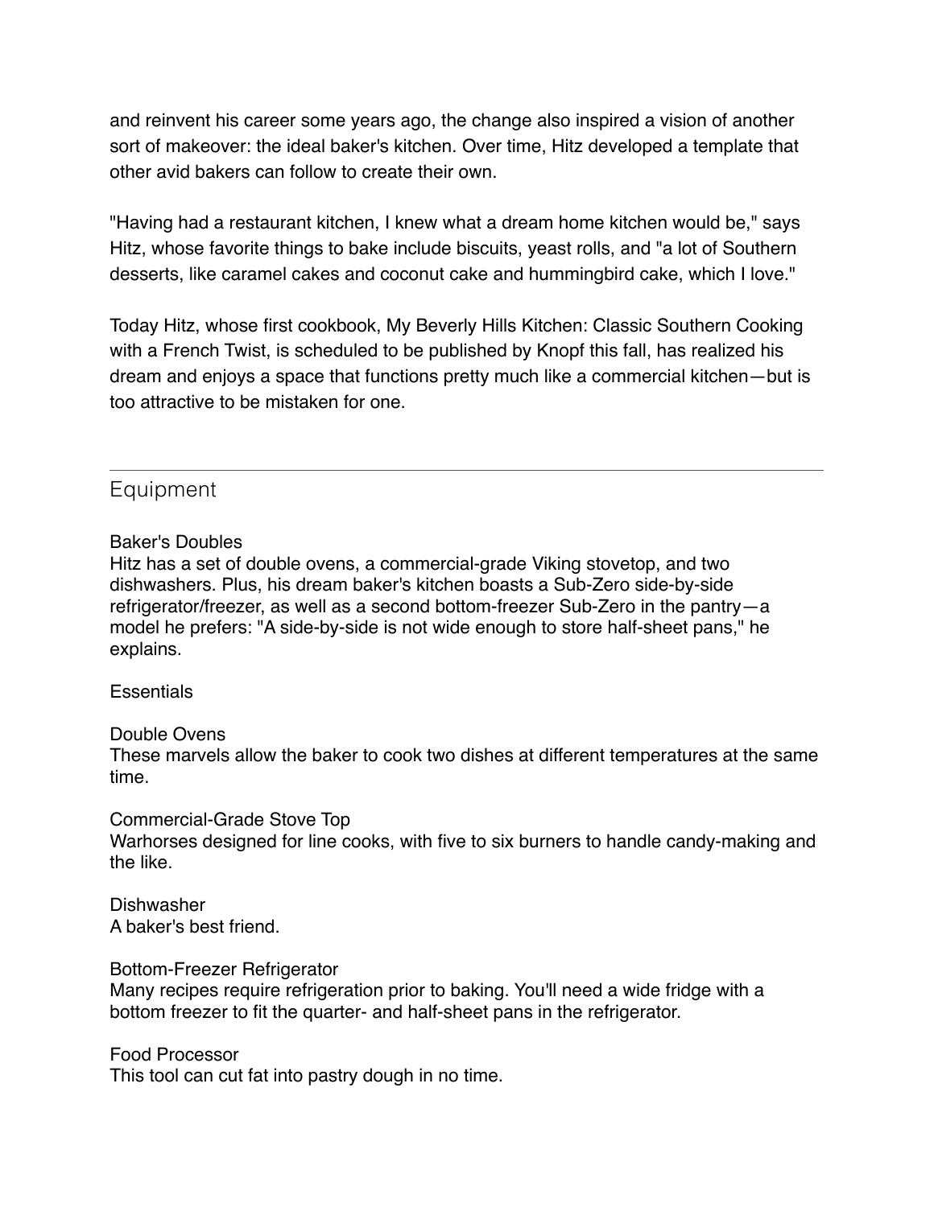and reinvent his career some years ago, the change also inspired a vision of another sort of makeover: the ideal baker's kitchen. Over time, Hitz developed a template that other avid bakers can follow to create their own.

"Having had a restaurant kitchen, I knew what a dream home kitchen would be," says Hitz, whose favorite things to bake include biscuits, yeast rolls, and "a lot of Southern desserts, like caramel cakes and coconut cake and hummingbird cake, which I love."

Today Hitz, whose first cookbook, My Beverly Hills Kitchen: Classic Southern Cooking with a French Twist, is scheduled to be published by Knopf this fall, has realized his dream and enjoys a space that functions pretty much like a commercial kitchen—but is too attractive to be mistaken for one.

---

## Equipment

Baker's Doubles
Hitz has a set of double ovens, a commercial-grade Viking stovetop, and two dishwashers. Plus, his dream baker's kitchen boasts a Sub-Zero side-by-side refrigerator/freezer, as well as a second bottom-freezer Sub-Zero in the pantry—a model he prefers: "A side-by-side is not wide enough to store half-sheet pans," he explains.

Essentials

Double Ovens
These marvels allow the baker to cook two dishes at different temperatures at the same time.

Commercial-Grade Stove Top
Warhorses designed for line cooks, with five to six burners to handle candy-making and the like.

Dishwasher
A baker's best friend.

Bottom-Freezer Refrigerator
Many recipes require refrigeration prior to baking. You'll need a wide fridge with a bottom freezer to fit the quarter- and half-sheet pans in the refrigerator.

Food Processor
This tool can cut fat into pastry dough in no time.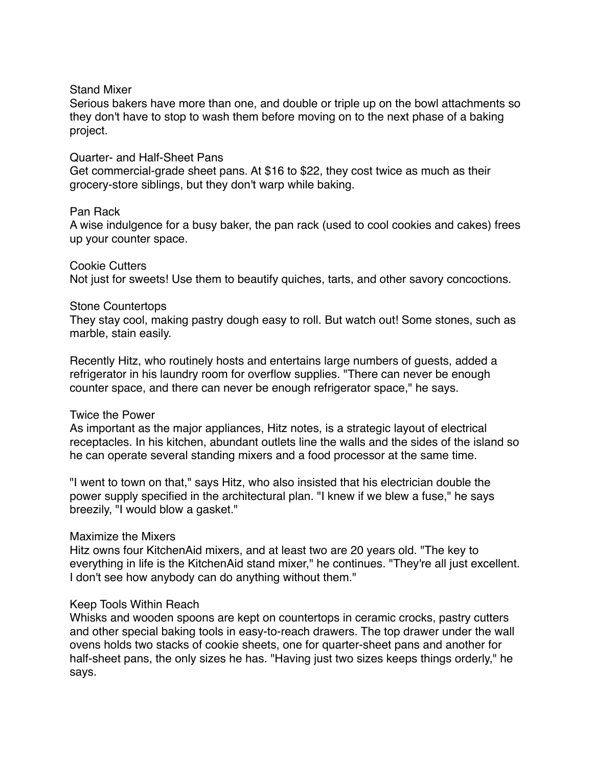### Stand Mixer

Serious bakers have more than one, and double or triple up on the bowl attachments so they don't have to stop to wash them before moving on to the next phase of a baking project.

### Quarter- and Half-Sheet Pans

Get commercial-grade sheet pans. At $16 to $22, they cost twice as much as their grocery-store siblings, but they don't warp while baking.

### Pan Rack

A wise indulgence for a busy baker, the pan rack (used to cool cookies and cakes) frees up your counter space.

### Cookie Cutters

Not just for sweets! Use them to beautify quiches, tarts, and other savory concoctions.

### Stone Countertops

They stay cool, making pastry dough easy to roll. But watch out! Some stones, such as marble, stain easily.

Recently Hitz, who routinely hosts and entertains large numbers of guests, added a refrigerator in his laundry room for overflow supplies. "There can never be enough counter space, and there can never be enough refrigerator space," he says.

### Twice the Power

As important as the major appliances, Hitz notes, is a strategic layout of electrical receptacles. In his kitchen, abundant outlets line the walls and the sides of the island so he can operate several standing mixers and a food processor at the same time.

"I went to town on that," says Hitz, who also insisted that his electrician double the power supply specified in the architectural plan. "I knew if we blew a fuse," he says breezily, "I would blow a gasket."

### Maximize the Mixers

Hitz owns four KitchenAid mixers, and at least two are 20 years old. "The key to everything in life is the KitchenAid stand mixer," he continues. "They're all just excellent. I don't see how anybody can do anything without them."

### Keep Tools Within Reach

Whisks and wooden spoons are kept on countertops in ceramic crocks, pastry cutters and other special baking tools in easy-to-reach drawers. The top drawer under the wall ovens holds two stacks of cookie sheets, one for quarter-sheet pans and another for half-sheet pans, the only sizes he has. "Having just two sizes keeps things orderly," he says.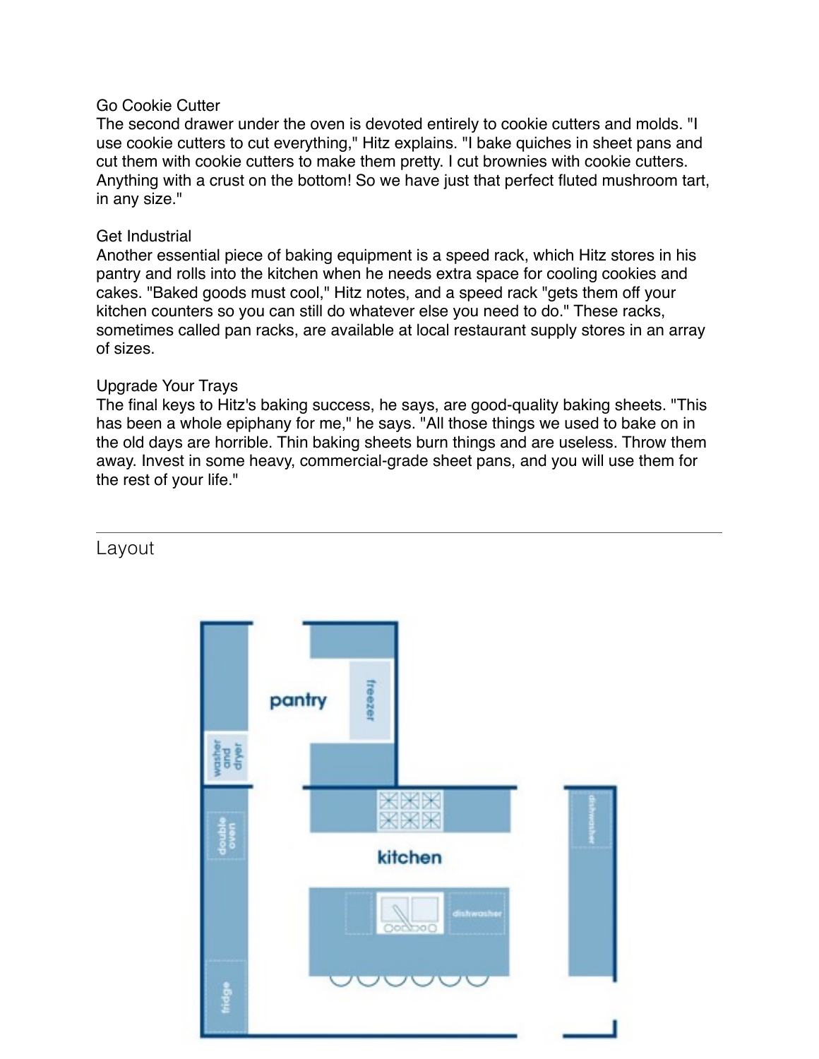### Go Cookie Cutter

The second drawer under the oven is devoted entirely to cookie cutters and molds. "I use cookie cutters to cut everything," Hitz explains. "I bake quiches in sheet pans and cut them with cookie cutters to make them pretty. I cut brownies with cookie cutters. Anything with a crust on the bottom! So we have just that perfect fluted mushroom tart, in any size."

### Get Industrial

Another essential piece of baking equipment is a speed rack, which Hitz stores in his pantry and rolls into the kitchen when he needs extra space for cooling cookies and cakes. "Baked goods must cool," Hitz notes, and a speed rack "gets them off your kitchen counters so you can still do whatever else you need to do." These racks, sometimes called pan racks, are available at local restaurant supply stores in an array of sizes.

### Upgrade Your Trays

The final keys to Hitz's baking success, he says, are good-quality baking sheets. "This has been a whole epiphany for me," he says. "All those things we used to bake on in the old days are horrible. Thin baking sheets burn things and are useless. Throw them away. Invest in some heavy, commercial-grade sheet pans, and you will use them for the rest of your life."

---

## Layout

pantry

freezer

washer and dryer

double oven

kitchen

dishwasher

dishwasher

fridge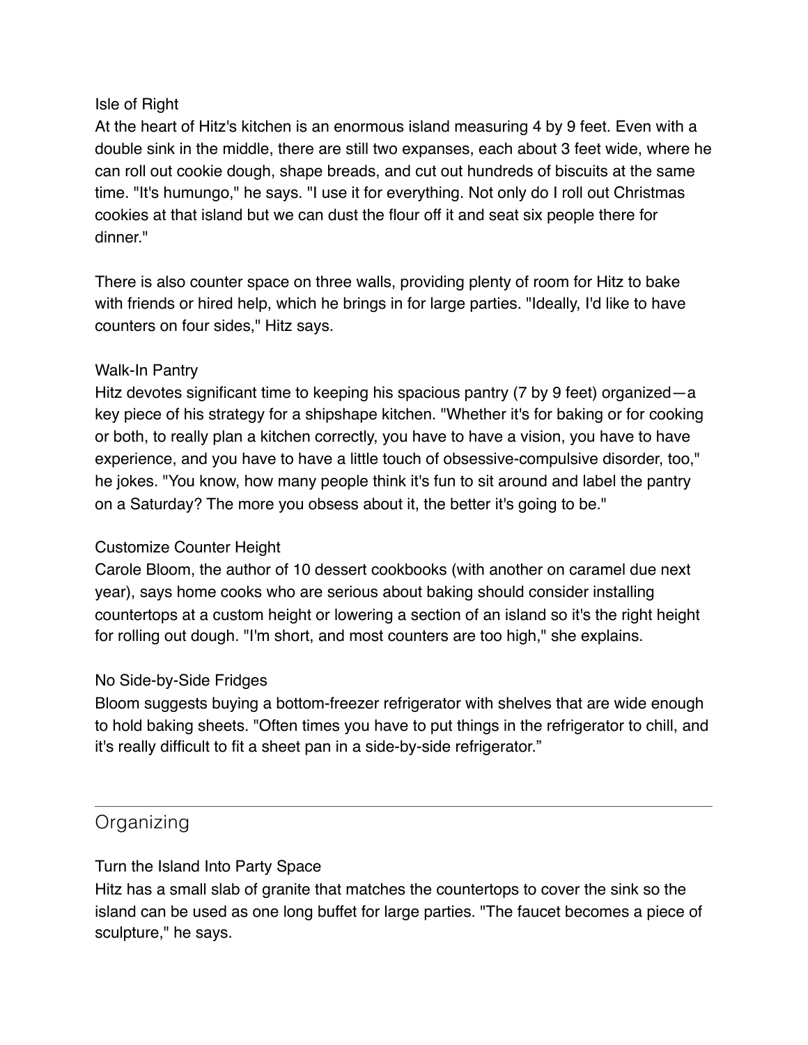### Isle of Right

At the heart of Hitz's kitchen is an enormous island measuring 4 by 9 feet. Even with a double sink in the middle, there are still two expanses, each about 3 feet wide, where he can roll out cookie dough, shape breads, and cut out hundreds of biscuits at the same time. "It's humungo," he says. "I use it for everything. Not only do I roll out Christmas cookies at that island but we can dust the flour off it and seat six people there for dinner."

There is also counter space on three walls, providing plenty of room for Hitz to bake with friends or hired help, which he brings in for large parties. "Ideally, I'd like to have counters on four sides," Hitz says.

### Walk-In Pantry

Hitz devotes significant time to keeping his spacious pantry (7 by 9 feet) organized—a key piece of his strategy for a shipshape kitchen. "Whether it's for baking or for cooking or both, to really plan a kitchen correctly, you have to have a vision, you have to have experience, and you have to have a little touch of obsessive-compulsive disorder, too," he jokes. "You know, how many people think it's fun to sit around and label the pantry on a Saturday? The more you obsess about it, the better it's going to be."

### Customize Counter Height

Carole Bloom, the author of 10 dessert cookbooks (with another on caramel due next year), says home cooks who are serious about baking should consider installing countertops at a custom height or lowering a section of an island so it's the right height for rolling out dough. "I'm short, and most counters are too high," she explains.

### No Side-by-Side Fridges

Bloom suggests buying a bottom-freezer refrigerator with shelves that are wide enough to hold baking sheets. "Often times you have to put things in the refrigerator to chill, and it's really difficult to fit a sheet pan in a side-by-side refrigerator."

---

## Organizing

### Turn the Island Into Party Space

Hitz has a small slab of granite that matches the countertops to cover the sink so the island can be used as one long buffet for large parties. "The faucet becomes a piece of sculpture," he says.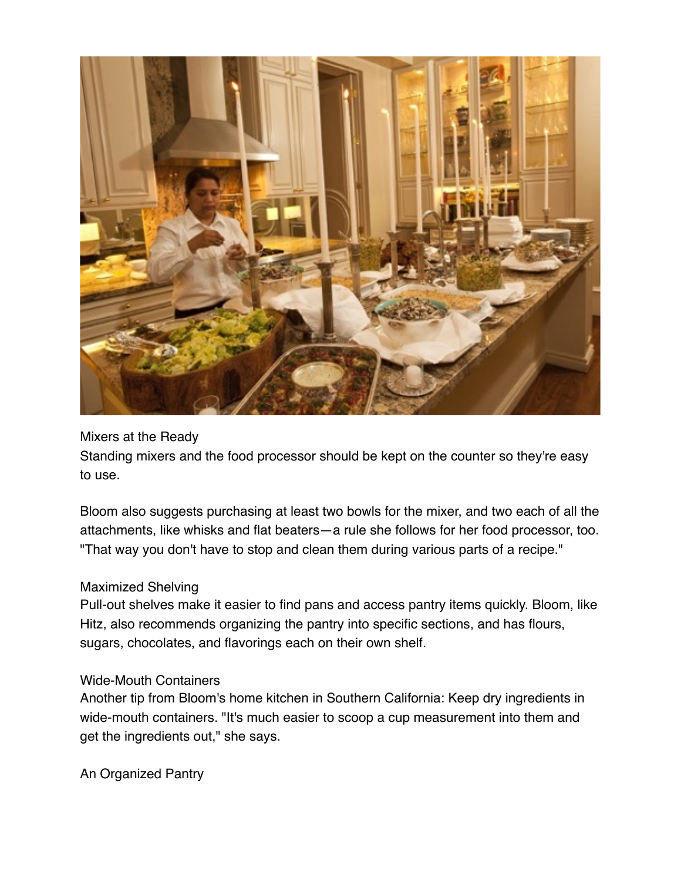## Mixers at the Ready

Standing mixers and the food processor should be kept on the counter so they're easy to use.

Bloom also suggests purchasing at least two bowls for the mixer, and two each of all the attachments, like whisks and flat beaters—a rule she follows for her food processor, too. "That way you don't have to stop and clean them during various parts of a recipe."

## Maximized Shelving

Pull-out shelves make it easier to find pans and access pantry items quickly. Bloom, like Hitz, also recommends organizing the pantry into specific sections, and has flours, sugars, chocolates, and flavorings each on their own shelf.

## Wide-Mouth Containers

Another tip from Bloom's home kitchen in Southern California: Keep dry ingredients in wide-mouth containers. "It's much easier to scoop a cup measurement into them and get the ingredients out," she says.

## An Organized Pantry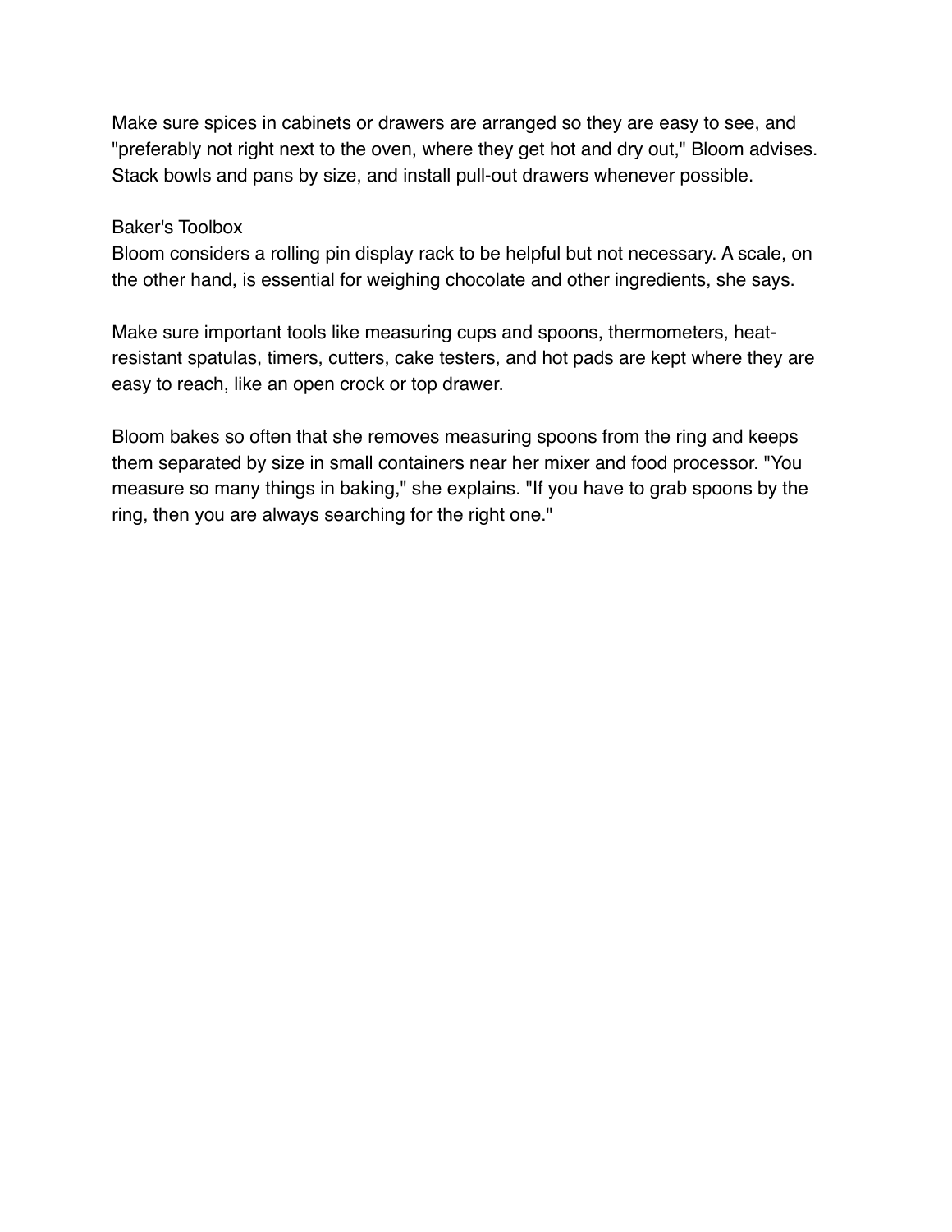Make sure spices in cabinets or drawers are arranged so they are easy to see, and "preferably not right next to the oven, where they get hot and dry out," Bloom advises. Stack bowls and pans by size, and install pull-out drawers whenever possible.

## Baker's Toolbox

Bloom considers a rolling pin display rack to be helpful but not necessary. A scale, on the other hand, is essential for weighing chocolate and other ingredients, she says.

Make sure important tools like measuring cups and spoons, thermometers, heat-resistant spatulas, timers, cutters, cake testers, and hot pads are kept where they are easy to reach, like an open crock or top drawer.

Bloom bakes so often that she removes measuring spoons from the ring and keeps them separated by size in small containers near her mixer and food processor. "You measure so many things in baking," she explains. "If you have to grab spoons by the ring, then you are always searching for the right one."